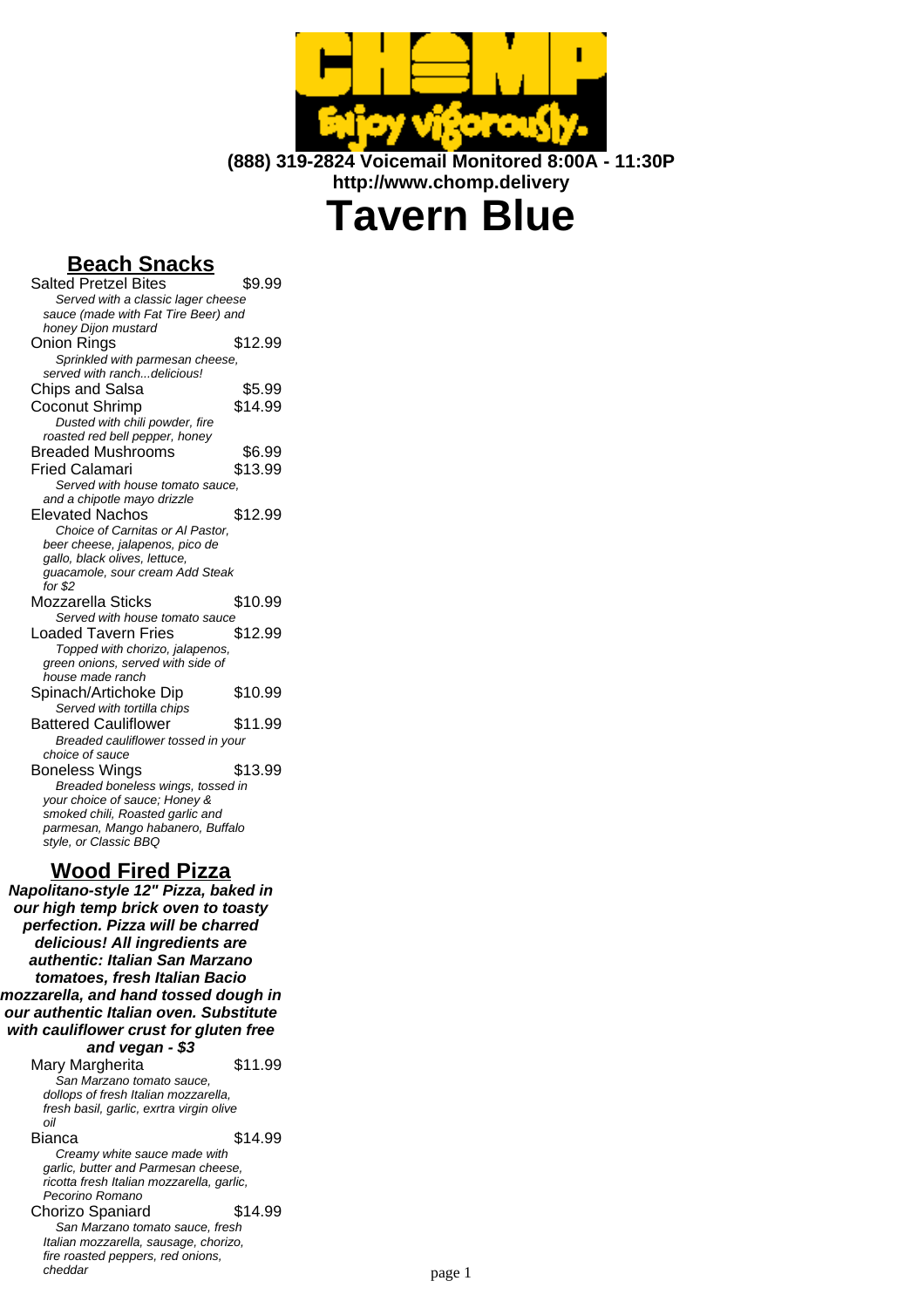**(888) 319-2824 Voicemail Monitored 8:00A - 11:30P**
**http://www.chomp.delivery**

# Tavern Blue

## Beach Snacks

Salted Pretzel Bites $9.99
*Served with a classic lager cheese sauce (made with Fat Tire Beer) and honey Dijon mustard*

Onion Rings $12.99
*Sprinkled with parmesan cheese, served with ranch...delicious!*

Chips and Salsa $5.99

Coconut Shrimp $14.99
*Dusted with chili powder, fire roasted red bell pepper, honey*

Breaded Mushrooms $6.99

Fried Calamari $13.99
*Served with house tomato sauce, and a chipotle mayo drizzle*

Elevated Nachos $12.99
*Choice of Carnitas or Al Pastor, beer cheese, jalapenos, pico de gallo, black olives, lettuce, guacamole, sour cream Add Steak for $2*

Mozzarella Sticks $10.99
*Served with house tomato sauce*

Loaded Tavern Fries $12.99
*Topped with chorizo, jalapenos, green onions, served with side of house made ranch*

Spinach/Artichoke Dip $10.99
*Served with tortilla chips*

Battered Cauliflower $11.99
*Breaded cauliflower tossed in your choice of sauce*

Boneless Wings $13.99
*Breaded boneless wings, tossed in your choice of sauce; Honey & smoked chili, Roasted garlic and parmesan, Mango habanero, Buffalo style, or Classic BBQ*

## Wood Fired Pizza

***Napolitano-style 12" Pizza, baked in our high temp brick oven to toasty perfection. Pizza will be charred delicious! All ingredients are authentic: Italian San Marzano tomatoes, fresh Italian Bacio mozzarella, and hand tossed dough in our authentic Italian oven. Substitute with cauliflower crust for gluten free and vegan - $3***

Mary Margherita $11.99
*San Marzano tomato sauce, dollops of fresh Italian mozzarella, fresh basil, garlic, exrtra virgin olive oil*

Bianca $14.99
*Creamy white sauce made with garlic, butter and Parmesan cheese, ricotta fresh Italian mozzarella, garlic, Pecorino Romano*

Chorizo Spaniard $14.99
*San Marzano tomato sauce, fresh Italian mozzarella, sausage, chorizo, fire roasted peppers, red onions, cheddar*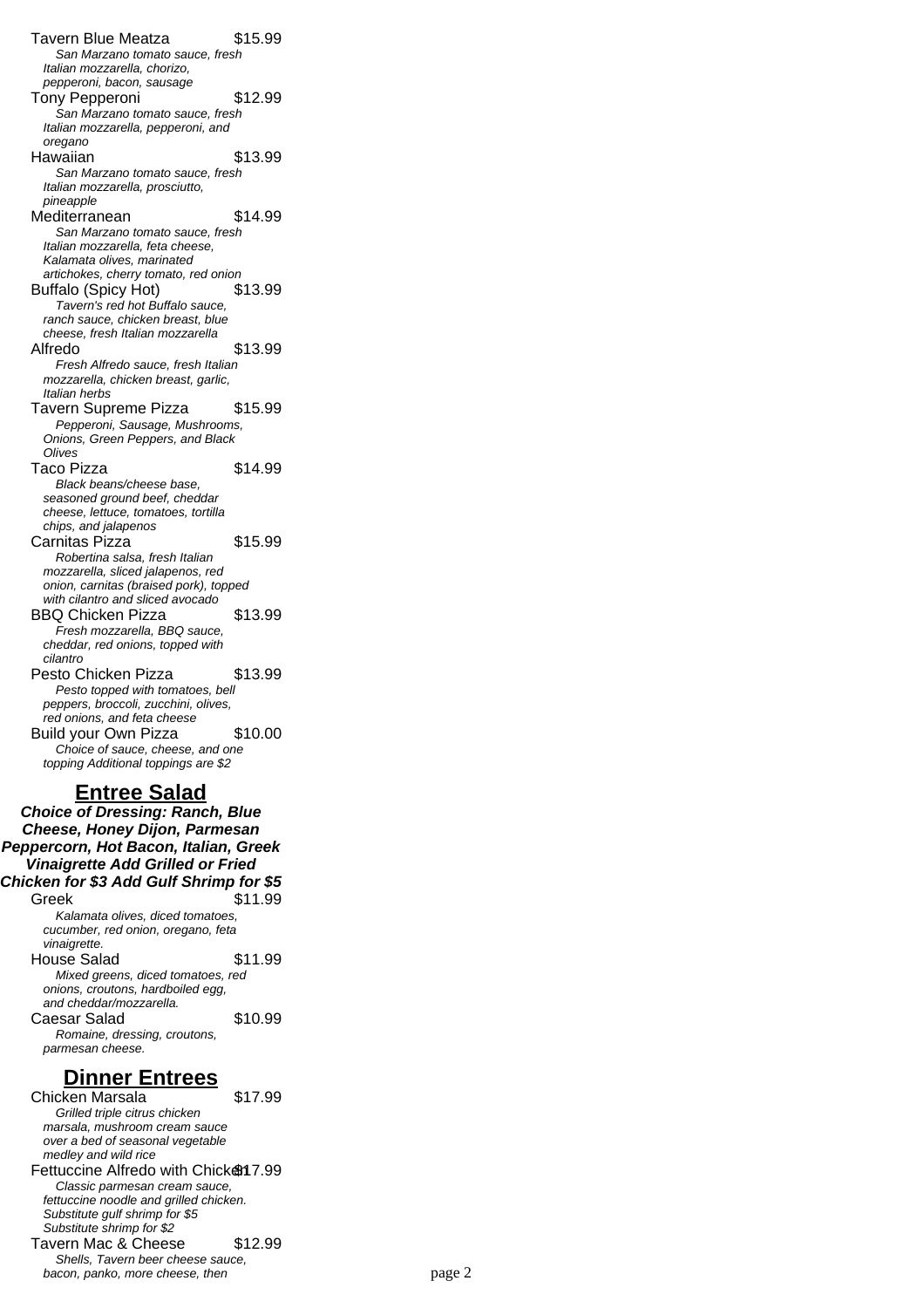Tavern Blue Meatza $15.99
*San Marzano tomato sauce, fresh Italian mozzarella, chorizo, pepperoni, bacon, sausage*

Tony Pepperoni $12.99
*San Marzano tomato sauce, fresh Italian mozzarella, pepperoni, and oregano*

Hawaiian $13.99
*San Marzano tomato sauce, fresh Italian mozzarella, prosciutto, pineapple*

Mediterranean $14.99
*San Marzano tomato sauce, fresh Italian mozzarella, feta cheese, Kalamata olives, marinated artichokes, cherry tomato, red onion*

Buffalo (Spicy Hot) $13.99
*Tavern's red hot Buffalo sauce, ranch sauce, chicken breast, blue cheese, fresh Italian mozzarella*

Alfredo $13.99
*Fresh Alfredo sauce, fresh Italian mozzarella, chicken breast, garlic, Italian herbs*

Tavern Supreme Pizza $15.99
*Pepperoni, Sausage, Mushrooms, Onions, Green Peppers, and Black Olives*

Taco Pizza $14.99
*Black beans/cheese base, seasoned ground beef, cheddar cheese, lettuce, tomatoes, tortilla chips, and jalapenos*

Carnitas Pizza $15.99
*Robertina salsa, fresh Italian mozzarella, sliced jalapenos, red onion, carnitas (braised pork), topped with cilantro and sliced avocado*

BBQ Chicken Pizza $13.99
*Fresh mozzarella, BBQ sauce, cheddar, red onions, topped with cilantro*

Pesto Chicken Pizza $13.99
*Pesto topped with tomatoes, bell peppers, broccoli, zucchini, olives, red onions, and feta cheese*

Build your Own Pizza $10.00
*Choice of sauce, cheese, and one topping Additional toppings are $2*

## Entree Salad

***Choice of Dressing: Ranch, Blue Cheese, Honey Dijon, Parmesan Peppercorn, Hot Bacon, Italian, Greek Vinaigrette Add Grilled or Fried Chicken for $3 Add Gulf Shrimp for $5***

Greek $11.99
*Kalamata olives, diced tomatoes, cucumber, red onion, oregano, feta vinaigrette.*

House Salad $11.99
*Mixed greens, diced tomatoes, red onions, croutons, hardboiled egg, and cheddar/mozzarella.*

Caesar Salad $10.99
*Romaine, dressing, croutons, parmesan cheese.*

## Dinner Entrees

Chicken Marsala $17.99
*Grilled triple citrus chicken marsala, mushroom cream sauce over a bed of seasonal vegetable medley and wild rice*

Fettuccine Alfredo with Chicken $17.99
*Classic parmesan cream sauce, fettuccine noodle and grilled chicken. Substitute gulf shrimp for $5 Substitute shrimp for $2*

Tavern Mac & Cheese $12.99
*Shells, Tavern beer cheese sauce, bacon, panko, more cheese, then*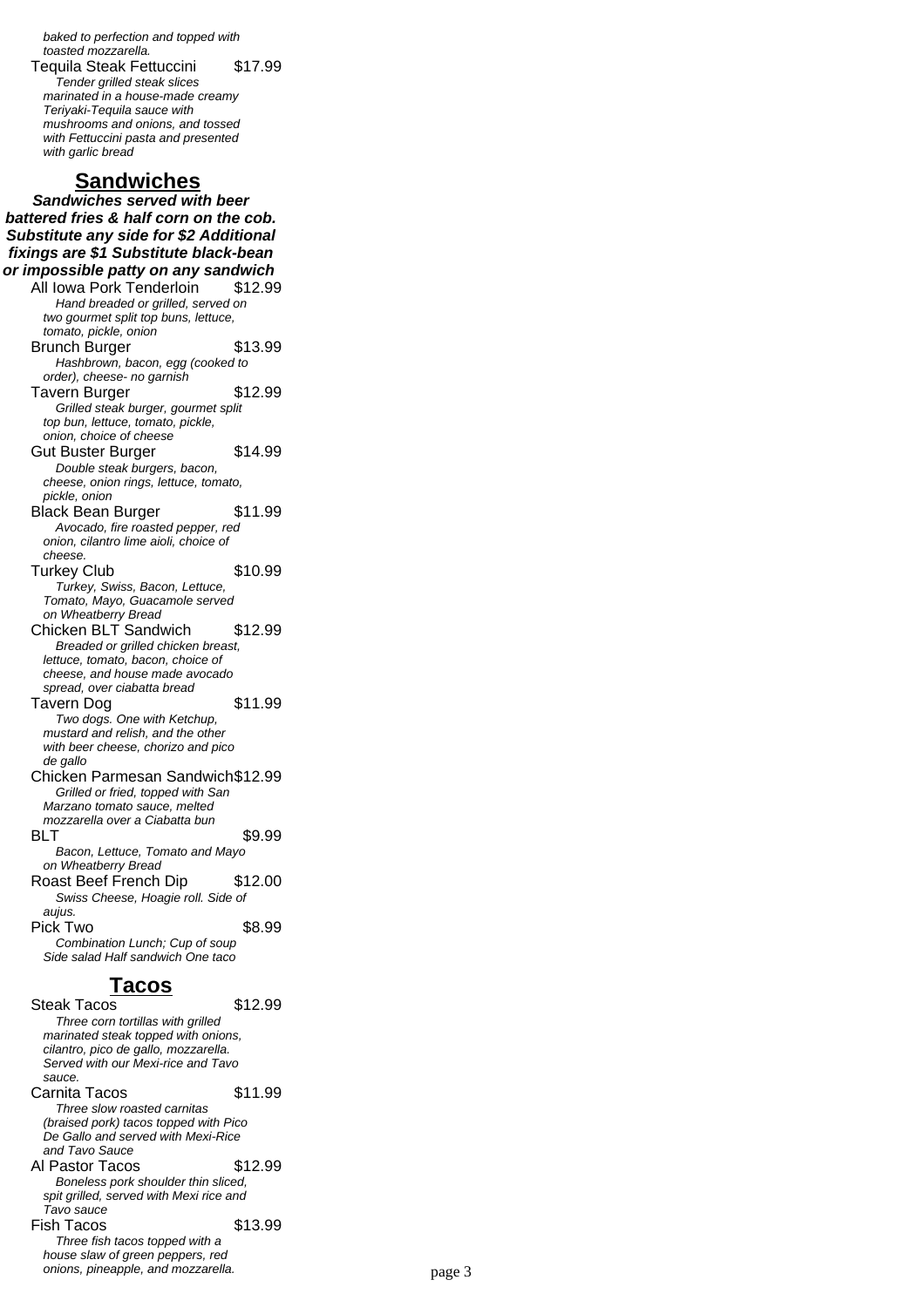*baked to perfection and topped with toasted mozzarella.*

Tequila Steak Fettuccini $17.99

*Tender grilled steak slices marinated in a house-made creamy Teriyaki-Tequila sauce with mushrooms and onions, and tossed with Fettuccini pasta and presented with garlic bread*

## Sandwiches

***Sandwiches served with beer battered fries & half corn on the cob. Substitute any side for $2 Additional fixings are $1 Substitute black-bean or impossible patty on any sandwich***

All Iowa Pork Tenderloin $12.99

*Hand breaded or grilled, served on two gourmet split top buns, lettuce, tomato, pickle, onion*

Brunch Burger $13.99

*Hashbrown, bacon, egg (cooked to order), cheese- no garnish*

Tavern Burger $12.99

*Grilled steak burger, gourmet split top bun, lettuce, tomato, pickle, onion, choice of cheese*

Gut Buster Burger $14.99

*Double steak burgers, bacon, cheese, onion rings, lettuce, tomato, pickle, onion*

Black Bean Burger $11.99

*Avocado, fire roasted pepper, red onion, cilantro lime aioli, choice of cheese.*

Turkey Club $10.99

*Turkey, Swiss, Bacon, Lettuce, Tomato, Mayo, Guacamole served on Wheatberry Bread*

Chicken BLT Sandwich $12.99

*Breaded or grilled chicken breast, lettuce, tomato, bacon, choice of cheese, and house made avocado spread, over ciabatta bread*

Tavern Dog $11.99

*Two dogs. One with Ketchup, mustard and relish, and the other with beer cheese, chorizo and pico de gallo*

Chicken Parmesan Sandwich $12.99

*Grilled or fried, topped with San Marzano tomato sauce, melted mozzarella over a Ciabatta bun*

BLT $9.99

*Bacon, Lettuce, Tomato and Mayo on Wheatberry Bread*

Roast Beef French Dip $12.00

*Swiss Cheese, Hoagie roll. Side of aujus.*

Pick Two $8.99

*Combination Lunch; Cup of soup Side salad Half sandwich One taco*

## Tacos

Steak Tacos $12.99

*Three corn tortillas with grilled marinated steak topped with onions, cilantro, pico de gallo, mozzarella. Served with our Mexi-rice and Tavo sauce.*

Carnita Tacos $11.99

*Three slow roasted carnitas (braised pork) tacos topped with Pico De Gallo and served with Mexi-Rice and Tavo Sauce*

Al Pastor Tacos $12.99

*Boneless pork shoulder thin sliced, spit grilled, served with Mexi rice and Tavo sauce*

Fish Tacos $13.99

*Three fish tacos topped with a house slaw of green peppers, red onions, pineapple, and mozzarella.*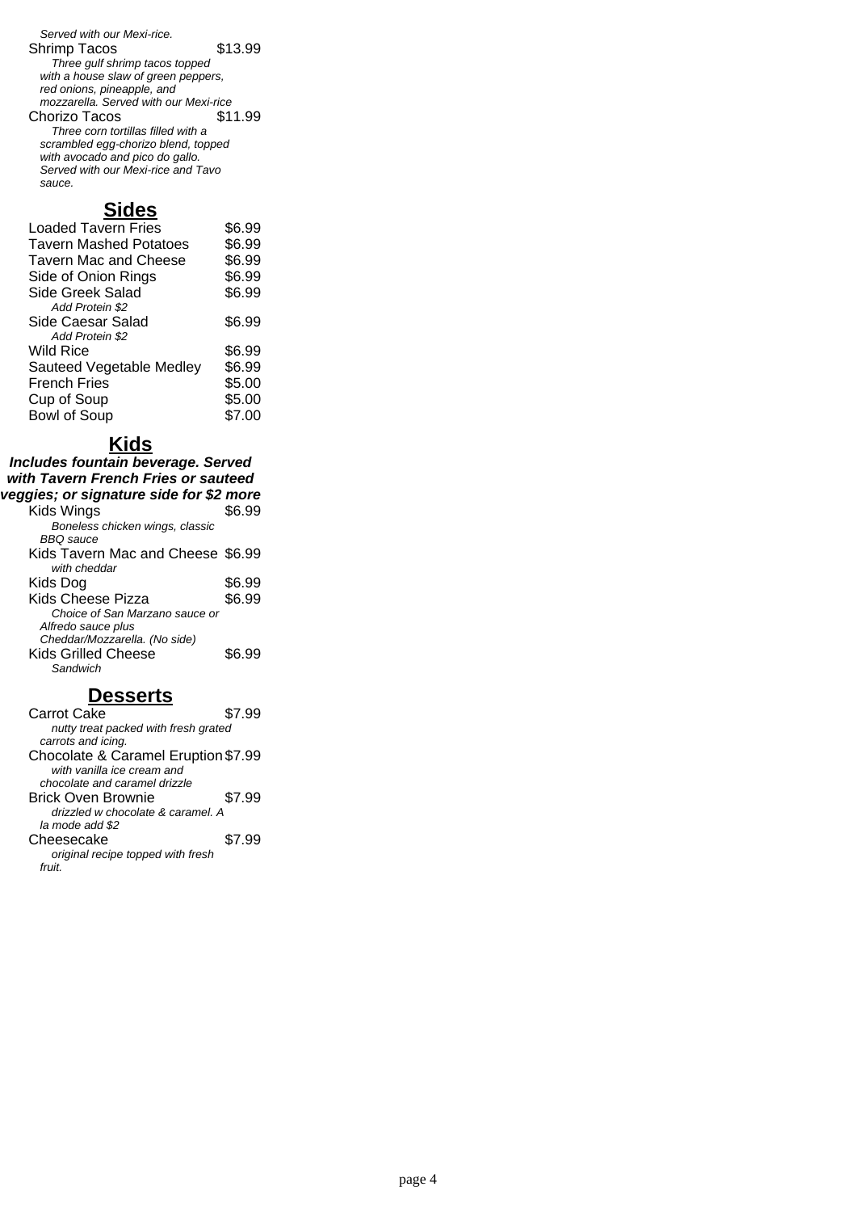*Served with our Mexi-rice.*

Shrimp Tacos $13.99

*Three gulf shrimp tacos topped with a house slaw of green peppers, red onions, pineapple, and mozzarella. Served with our Mexi-rice*

Chorizo Tacos $11.99

*Three corn tortillas filled with a scrambled egg-chorizo blend, topped with avocado and pico do gallo. Served with our Mexi-rice and Tavo sauce.*

## Sides

| | |
|---|---|
| Loaded Tavern Fries | $6.99 |
| Tavern Mashed Potatoes | $6.99 |
| Tavern Mac and Cheese | $6.99 |
| Side of Onion Rings | $6.99 |
| Side Greek Salad *Add Protein $2* | $6.99 |
| Side Caesar Salad *Add Protein $2* | $6.99 |
| Wild Rice | $6.99 |
| Sauteed Vegetable Medley | $6.99 |
| French Fries | $5.00 |
| Cup of Soup | $5.00 |
| Bowl of Soup | $7.00 |

## Kids

***Includes fountain beverage. Served with Tavern French Fries or sauteed veggies; or signature side for $2 more***

Kids Wings $6.99

*Boneless chicken wings, classic BBQ sauce*

Kids Tavern Mac and Cheese $6.99

*with cheddar*

Kids Dog $6.99

Kids Cheese Pizza $6.99

*Choice of San Marzano sauce or Alfredo sauce plus Cheddar/Mozzarella. (No side)*

Kids Grilled Cheese $6.99

*Sandwich*

## Desserts

Carrot Cake $7.99

*nutty treat packed with fresh grated carrots and icing.*

Chocolate & Caramel Eruption $7.99

*with vanilla ice cream and chocolate and caramel drizzle*

Brick Oven Brownie $7.99

*drizzled w chocolate & caramel. A la mode add $2*

Cheesecake $7.99

*original recipe topped with fresh fruit.*